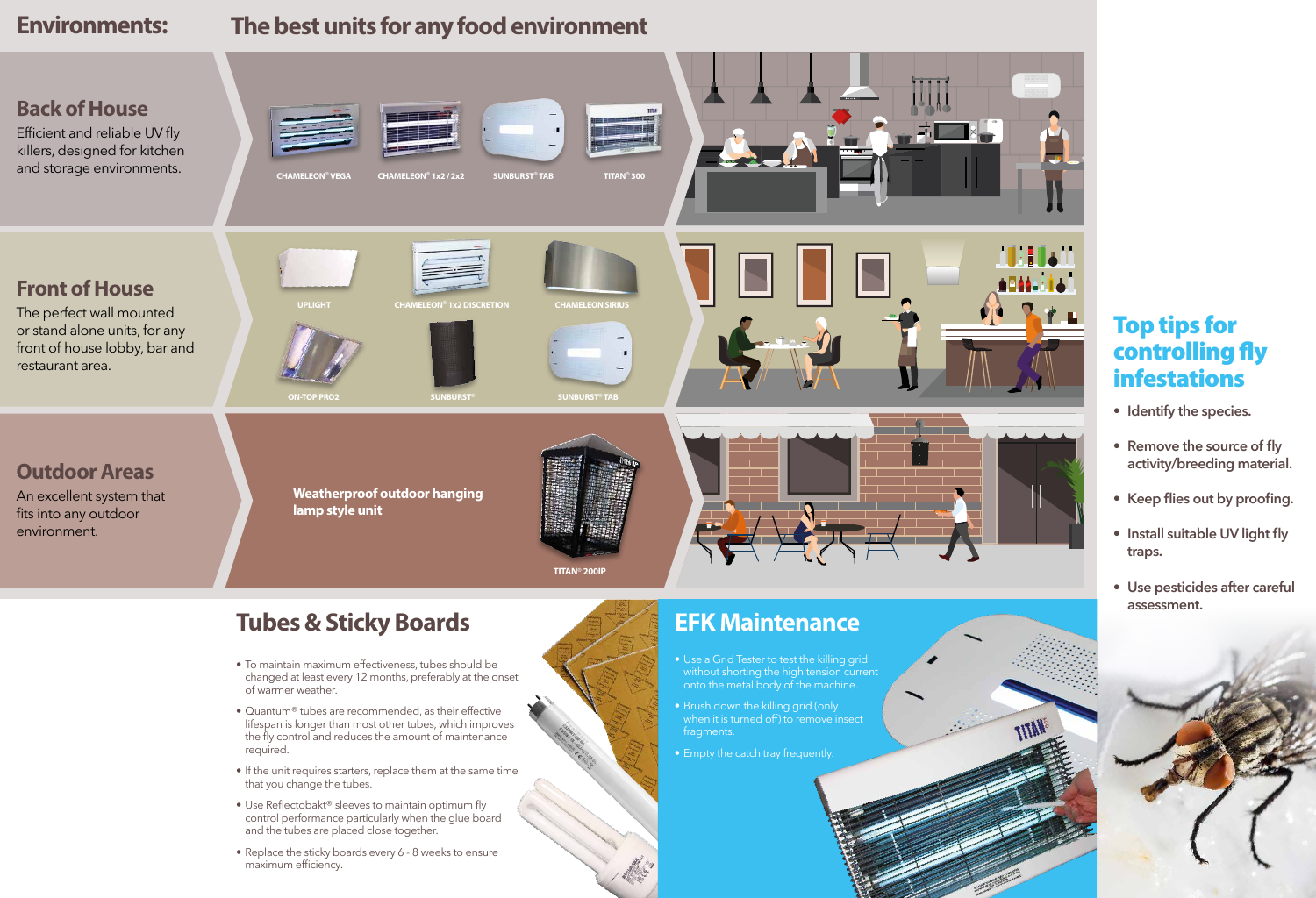# Environments: The best units for any food environment

## Back of House

Efficient and reliable UV fly killers, designed for kitchen and storage environments.

CHAMELEON® VEGA

CHAMELEON® 1x2 / 2x2

SUNBURST® TAB

TITAN® 300

## Front of House

The perfect wall mounted or stand alone units, for any front of house lobby, bar and restaurant area.

UPLIGHT

CHAMELEON® 1x2 DISCRETION

CHAMELEON SIRIUS

ON-TOP PRO2

SUNBURST®

SUNBURST® TAB

## Outdoor Areas

An excellent system that fits into any outdoor environment.

**Weatherproof outdoor hanging lamp style unit**

TITAN® 200IP

## Top tips for controlling fly infestations

- **Identify the species.**
- **Remove the source of fly activity/breeding material.**
- **Keep flies out by proofing.**
- **Install suitable UV light fly traps.**
- **Use pesticides after careful assessment.**

## Tubes & Sticky Boards

- To maintain maximum effectiveness, tubes should be changed at least every 12 months, preferably at the onset of warmer weather.
- Quantum® tubes are recommended, as their effective lifespan is longer than most other tubes, which improves the fly control and reduces the amount of maintenance required.
- If the unit requires starters, replace them at the same time that you change the tubes.
- Use Reflectobakt® sleeves to maintain optimum fly control performance particularly when the glue board and the tubes are placed close together.
- Replace the sticky boards every 6 - 8 weeks to ensure maximum efficiency.

## EFK Maintenance

- Use a Grid Tester to test the killing grid without shorting the high tension current onto the metal body of the machine.
- Brush down the killing grid (only when it is turned off) to remove insect fragments.
- Empty the catch tray frequently.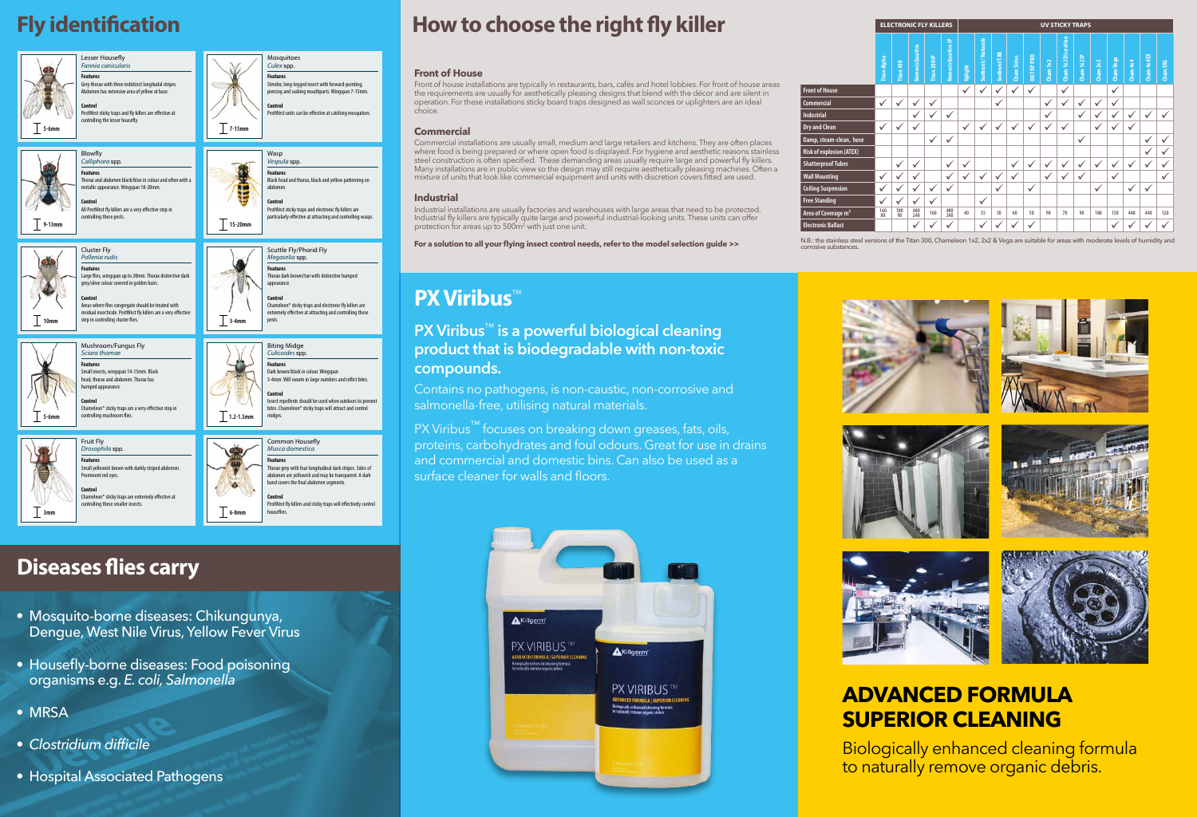# Fly identification

### Lesser Housefly
*Fannia canicularis*

**Features**
Grey thorax with three indistinct longitudinal stripes. Abdomen has extensive area of yellow at base.

**Control**
PestWest sticky traps and fly killers are effective at controlling the lesser housefly.

5-6mm

### Mosquitoes
*Culex* spp.

**Features**
Slender, long-legged insect with forward-pointing, piercing and sucking mouthparts. Wingspan 7-15mm.

**Control**
PestWest units can be effective at catching mosquitoes.

7-15mm

### Blowfly
*Calliphora* spp.

**Features**
Thorax and abdomen black/blue in colour and often with a metallic appearance. Wingspan 18-20mm.

**Control**
All PestWest fly killers are a very effective step in controlling these pests.

9-13mm

### Wasp
*Vespula* spp.

**Features**
Black head and thorax, black and yellow patterning on abdomen.

**Control**
PestWest sticky traps and electronic fly killers are particularly effective at attracting and controlling wasps.

15-20mm

### Cluster Fly
*Pollenia rudis*

**Features**
Large flies, wingspan up to 20mm. Thorax distinctive dark grey/olive colour covered in golden hairs.

**Control**
Areas where flies congregate should be treated with residual insecticide. PestWest fly killers are a very effective step in controlling cluster flies.

10mm

### Scuttle Fly/Phorid Fly
*Megaselia* spp.

**Features**
Thorax dark brown/tan with distinctive humped appearance.

**Control**
Chameleon® sticky traps and electronic fly killers are extremely effective at attracting and controlling these pests.

3-4mm

### Mushroom/Fungus Fly
*Sciara thomae*

**Features**
Small insects, wingspan 14-15mm. Black head, thorax and abdomen. Thorax has humped appearance.

**Control**
Chameleon® sticky traps are a very effective step in controlling mushroom flies.

5-6mm

### Biting Midge
*Culicoides* spp.

**Features**
Dark brown/black in colour. Wingspan 3-4mm. Will swarm in large numbers and inflict bites.

**Control**
Insect repellents should be used when outdoors to prevent bites. Chameleon® sticky traps will attract and control midges.

1.2-1.5mm

### Fruit Fly
*Drosophila* spp.

**Features**
Small yellowish brown with darkly striped abdomen. Prominent red eyes.

**Control**
Chameleon® sticky traps are extremely effective at controlling these smaller insects.

3mm

### Common Housefly
*Musca domestica*

**Features**
Thorax grey with four longitudinal dark stripes. Sides of abdomen are yellowish and may be transparent. A dark band covers the final abdomen segments.

**Control**
PestWest fly killers and sticky traps will effectively control houseflies.

6-8mm

# Diseases flies carry

- Mosquito-borne diseases: Chikungunya, Dengue, West Nile Virus, Yellow Fever Virus
- Housefly-borne diseases: Food poisoning organisms e.g. *E. coli, Salmonella*
- MRSA
- *Clostridium difficile*
- Hospital Associated Pathogens

# How to choose the right fly killer

### Front of House
Front of house installations are typically in restaurants, bars, cafés and hotel lobbies. For front of house areas the requirements are usually for aesthetically pleasing designs that blend with the décor and are silent in operation. For these installations sticky board traps designed as wall sconces or uplighters are an ideal choice.

### Commercial
Commercial installations are usually small, medium and large retailers and kitchens. These are often places where food is being prepared or where open food is displayed. For hygiene and aesthetic reasons stainless steel construction is often specified. These demanding areas usually require large and powerful fly killers. Many installations are in public view so the design may still require aesthetically pleasing machines. Often a mixture of units that look like commercial equipment and units with discretion covers fitted are used.

### Industrial
Industrial installations are usually factories and warehouses with large areas that need to be protected. Industrial fly killers are typically quite large and powerful industrial-looking units. These units can offer protection for areas up to 500m² with just one unit.

**For a solution to all your flying insect control needs, refer to the model selection guide >>**

| | ELECTRONIC FLY KILLERS | | | | | UV STICKY TRAPS | | | | | | | | | | | | |
|---|---|---|---|---|---|---|---|---|---|---|---|---|---|---|---|---|---|---|
| | Titan Alpha | Titan 300 | Nemesis Quattro | Titan 2000 IP | Nemesis Quattro IP | Uplight | Sunburst / Nemesis | Sunburst T AB | Cham Sirius | UNITOP PRO | Cham 1x2 | Cham 1x2 Discretion | Cham 1x2 IP | Cham 2x2 | Cham Vega | Cham 4x4 | Cham 4x4 EX | Cham 686 |
| Front of House | | | | | | ✓ | ✓ | ✓ | ✓ | ✓ | | ✓ | | | ✓ | | | |
| Commercial | ✓ | ✓ | ✓ | ✓ | | | | ✓ | | | ✓ | ✓ | ✓ | ✓ | ✓ | | | |
| Industrial | | | ✓ | ✓ | ✓ | | | | | | ✓ | | ✓ | ✓ | ✓ | ✓ | ✓ | ✓ |
| Dry and Clean | ✓ | ✓ | ✓ | | | ✓ | ✓ | ✓ | ✓ | ✓ | ✓ | ✓ | | ✓ | ✓ | ✓ | | |
| Damp, steam-clean, hose | | | | ✓ | ✓ | | | | | | | | ✓ | | | | ✓ | ✓ |
| Risk of explosion (ATEX) | | | | | | | | | | | | | | | | | ✓ | ✓ |
| Shatterproof Tubes | | ✓ | ✓ | | ✓ | ✓ | | | ✓ | ✓ | ✓ | ✓ | ✓ | ✓ | ✓ | ✓ | ✓ | ✓ |
| Wall Mounting | ✓ | ✓ | ✓ | | ✓ | ✓ | ✓ | ✓ | ✓ | | ✓ | ✓ | ✓ | | ✓ | | | ✓ |
| Ceiling Suspension | ✓ | ✓ | ✓ | ✓ | ✓ | | | ✓ | | ✓ | | | | ✓ | | ✓ | ✓ | |
| Free Standing | ✓ | ✓ | ✓ | ✓ | | | ✓ | | | | | | | | | | | |
| Area of Coverage m² | 160 80 | 180 90 | 480 240 | 160 | 480 240 | 40 | 35 | 50 | 60 | 50 | 90 | 70 | 90 | 180 | 150 | 440 | 440 | 120 |
| Electronic Ballast | | | ✓ | ✓ | ✓ | | ✓ | ✓ | ✓ | ✓ | | | | | ✓ | ✓ | ✓ | ✓ |

N.B.: the stainless steel versions of the Titan 300, Chameleon 1x2, 2x2 & Vega are suitable for areas with moderate levels of humidity and corrosive substances.

# PX Viribus™

## PX Viribus™ is a powerful biological cleaning product that is biodegradable with non-toxic compounds.

Contains no pathogens, is non-caustic, non-corrosive and salmonella-free, utilising natural materials.

PX Viribus™ focuses on breaking down greases, fats, oils, proteins, carbohydrates and foul odours. Great for use in drains and commercial and domestic bins. Can also be used as a surface cleaner for walls and floors.

# ADVANCED FORMULA SUPERIOR CLEANING

Biologically enhanced cleaning formula to naturally remove organic debris.